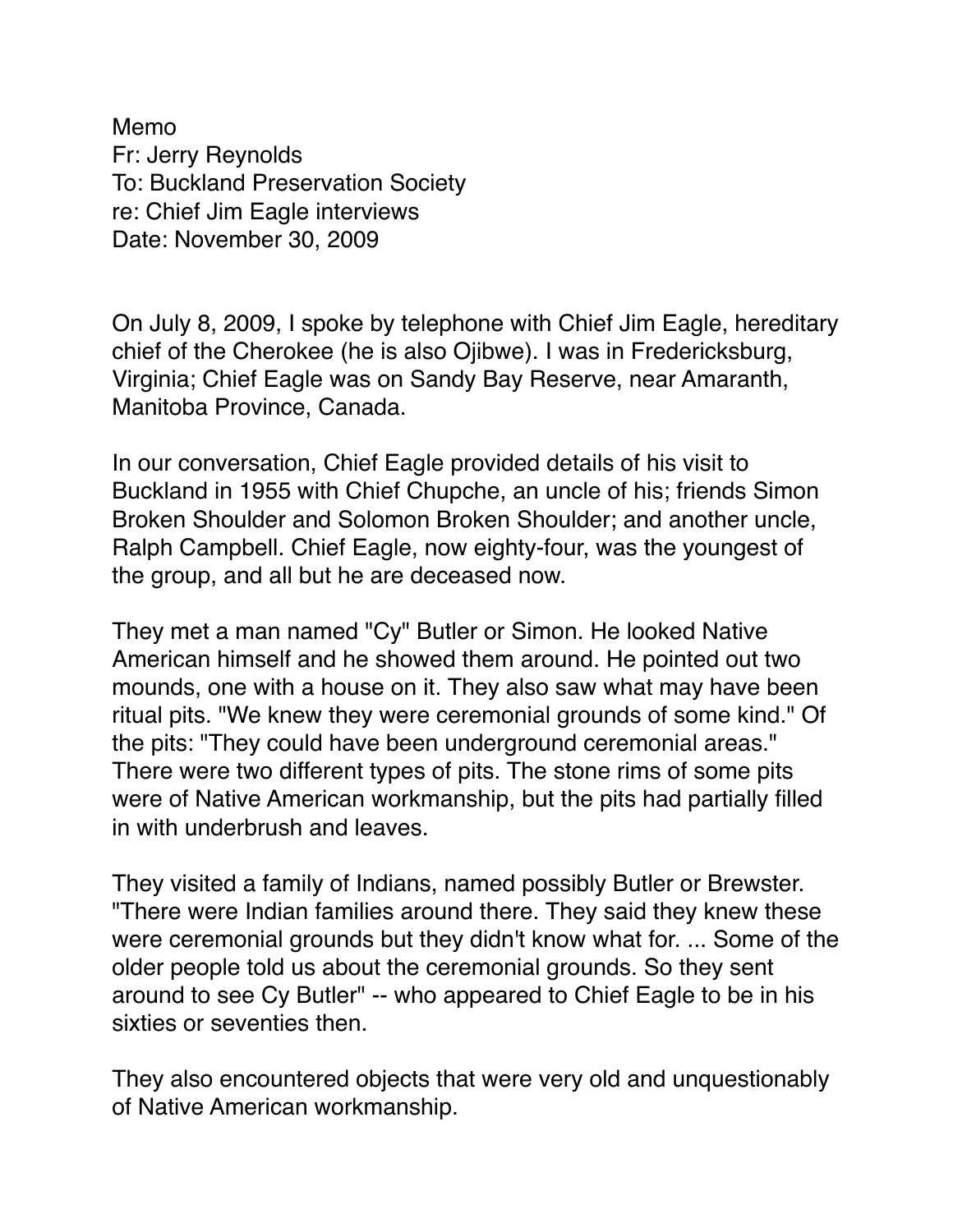Memo
Fr: Jerry Reynolds
To: Buckland Preservation Society
re: Chief Jim Eagle interviews
Date: November 30, 2009

On July 8, 2009, I spoke by telephone with Chief Jim Eagle, hereditary chief of the Cherokee (he is also Ojibwe). I was in Fredericksburg, Virginia; Chief Eagle was on Sandy Bay Reserve, near Amaranth, Manitoba Province, Canada.

In our conversation, Chief Eagle provided details of his visit to Buckland in 1955 with Chief Chupche, an uncle of his; friends Simon Broken Shoulder and Solomon Broken Shoulder; and another uncle, Ralph Campbell. Chief Eagle, now eighty-four, was the youngest of the group, and all but he are deceased now.

They met a man named "Cy" Butler or Simon. He looked Native American himself and he showed them around. He pointed out two mounds, one with a house on it. They also saw what may have been ritual pits. "We knew they were ceremonial grounds of some kind." Of the pits: "They could have been underground ceremonial areas." There were two different types of pits. The stone rims of some pits were of Native American workmanship, but the pits had partially filled in with underbrush and leaves.

They visited a family of Indians, named possibly Butler or Brewster. "There were Indian families around there. They said they knew these were ceremonial grounds but they didn't know what for. ... Some of the older people told us about the ceremonial grounds. So they sent around to see Cy Butler" -- who appeared to Chief Eagle to be in his sixties or seventies then.

They also encountered objects that were very old and unquestionably of Native American workmanship.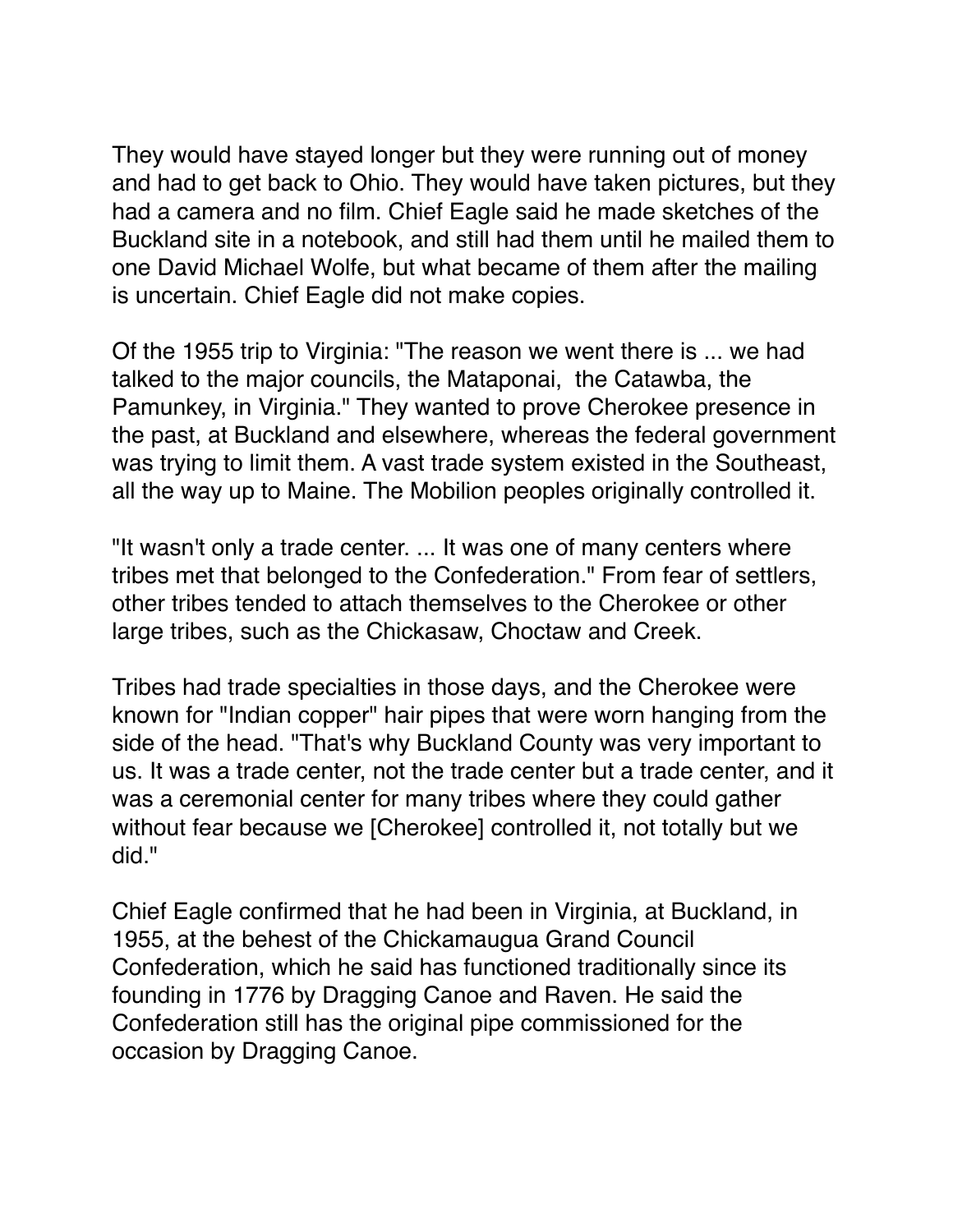They would have stayed longer but they were running out of money and had to get back to Ohio. They would have taken pictures, but they had a camera and no film. Chief Eagle said he made sketches of the Buckland site in a notebook, and still had them until he mailed them to one David Michael Wolfe, but what became of them after the mailing is uncertain. Chief Eagle did not make copies.

Of the 1955 trip to Virginia: "The reason we went there is ... we had talked to the major councils, the Mataponai,  the Catawba, the Pamunkey, in Virginia." They wanted to prove Cherokee presence in the past, at Buckland and elsewhere, whereas the federal government was trying to limit them. A vast trade system existed in the Southeast, all the way up to Maine. The Mobilion peoples originally controlled it.

"It wasn't only a trade center. ... It was one of many centers where tribes met that belonged to the Confederation." From fear of settlers, other tribes tended to attach themselves to the Cherokee or other large tribes, such as the Chickasaw, Choctaw and Creek.

Tribes had trade specialties in those days, and the Cherokee were known for "Indian copper" hair pipes that were worn hanging from the side of the head. "That's why Buckland County was very important to us. It was a trade center, not the trade center but a trade center, and it was a ceremonial center for many tribes where they could gather without fear because we [Cherokee] controlled it, not totally but we did."

Chief Eagle confirmed that he had been in Virginia, at Buckland, in 1955, at the behest of the Chickamaugua Grand Council Confederation, which he said has functioned traditionally since its founding in 1776 by Dragging Canoe and Raven. He said the Confederation still has the original pipe commissioned for the occasion by Dragging Canoe.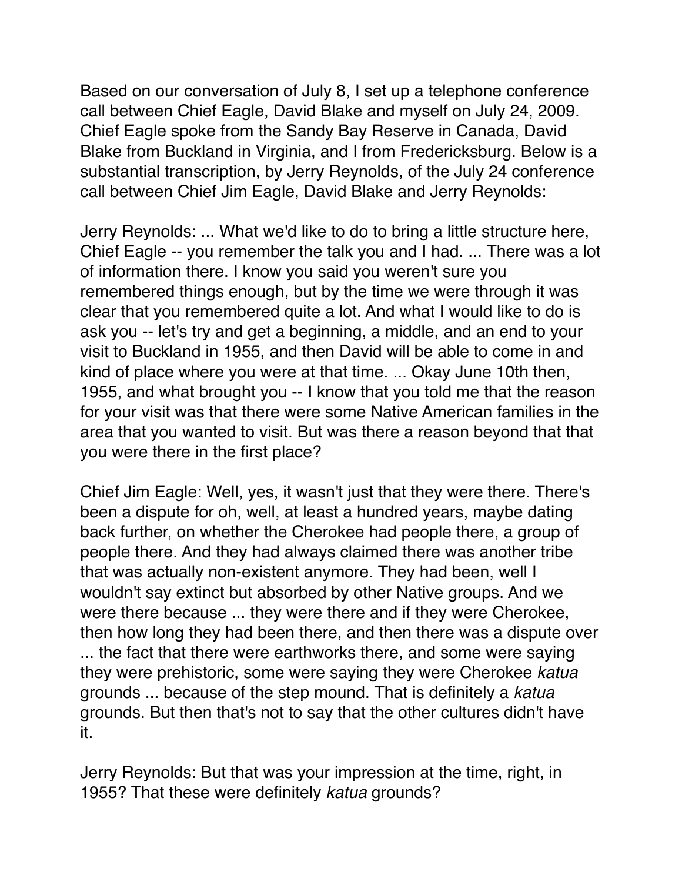Based on our conversation of July 8, I set up a telephone conference call between Chief Eagle, David Blake and myself on July 24, 2009. Chief Eagle spoke from the Sandy Bay Reserve in Canada, David Blake from Buckland in Virginia, and I from Fredericksburg. Below is a substantial transcription, by Jerry Reynolds, of the July 24 conference call between Chief Jim Eagle, David Blake and Jerry Reynolds:

Jerry Reynolds: ... What we'd like to do to bring a little structure here, Chief Eagle -- you remember the talk you and I had. ... There was a lot of information there. I know you said you weren't sure you remembered things enough, but by the time we were through it was clear that you remembered quite a lot. And what I would like to do is ask you -- let's try and get a beginning, a middle, and an end to your visit to Buckland in 1955, and then David will be able to come in and kind of place where you were at that time. ... Okay June 10th then, 1955, and what brought you -- I know that you told me that the reason for your visit was that there were some Native American families in the area that you wanted to visit. But was there a reason beyond that that you were there in the first place?

Chief Jim Eagle: Well, yes, it wasn't just that they were there. There's been a dispute for oh, well, at least a hundred years, maybe dating back further, on whether the Cherokee had people there, a group of people there. And they had always claimed there was another tribe that was actually non-existent anymore. They had been, well I wouldn't say extinct but absorbed by other Native groups. And we were there because ... they were there and if they were Cherokee, then how long they had been there, and then there was a dispute over ... the fact that there were earthworks there, and some were saying they were prehistoric, some were saying they were Cherokee *katua* grounds ... because of the step mound. That is definitely a *katua* grounds. But then that's not to say that the other cultures didn't have it.

Jerry Reynolds: But that was your impression at the time, right, in 1955? That these were definitely *katua* grounds?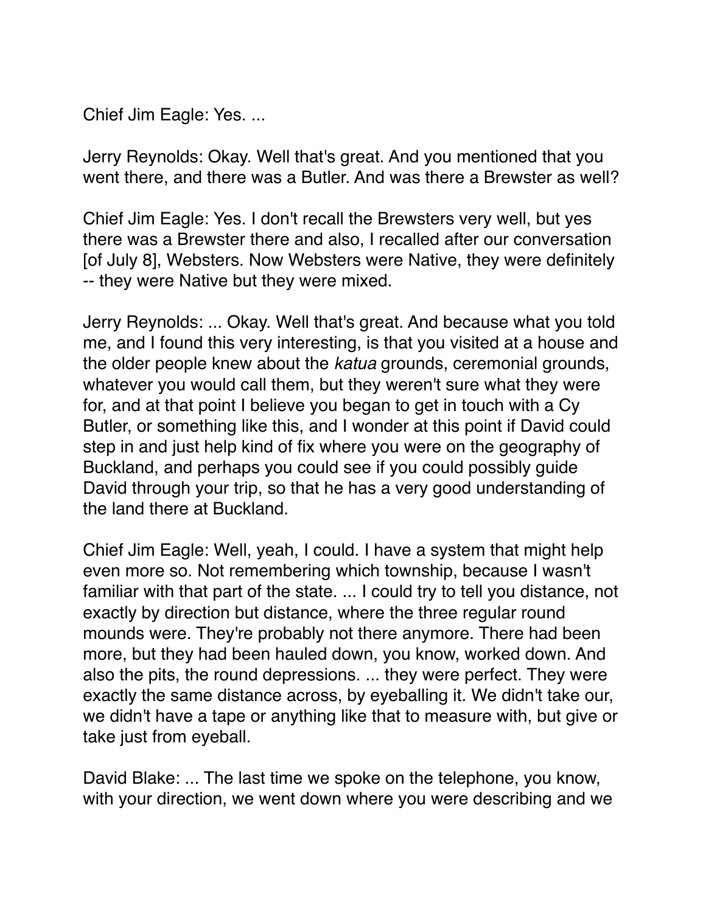Chief Jim Eagle: Yes. ...

Jerry Reynolds: Okay. Well that's great. And you mentioned that you went there, and there was a Butler. And was there a Brewster as well?

Chief Jim Eagle: Yes. I don't recall the Brewsters very well, but yes there was a Brewster there and also, I recalled after our conversation [of July 8], Websters. Now Websters were Native, they were definitely -- they were Native but they were mixed.

Jerry Reynolds: ... Okay. Well that's great. And because what you told me, and I found this very interesting, is that you visited at a house and the older people knew about the *katua* grounds, ceremonial grounds, whatever you would call them, but they weren't sure what they were for, and at that point I believe you began to get in touch with a Cy Butler, or something like this, and I wonder at this point if David could step in and just help kind of fix where you were on the geography of Buckland, and perhaps you could see if you could possibly guide David through your trip, so that he has a very good understanding of the land there at Buckland.

Chief Jim Eagle: Well, yeah, I could. I have a system that might help even more so. Not remembering which township, because I wasn't familiar with that part of the state. ... I could try to tell you distance, not exactly by direction but distance, where the three regular round mounds were. They're probably not there anymore. There had been more, but they had been hauled down, you know, worked down. And also the pits, the round depressions. ... they were perfect. They were exactly the same distance across, by eyeballing it. We didn't take our, we didn't have a tape or anything like that to measure with, but give or take just from eyeball.

David Blake: ... The last time we spoke on the telephone, you know, with your direction, we went down where you were describing and we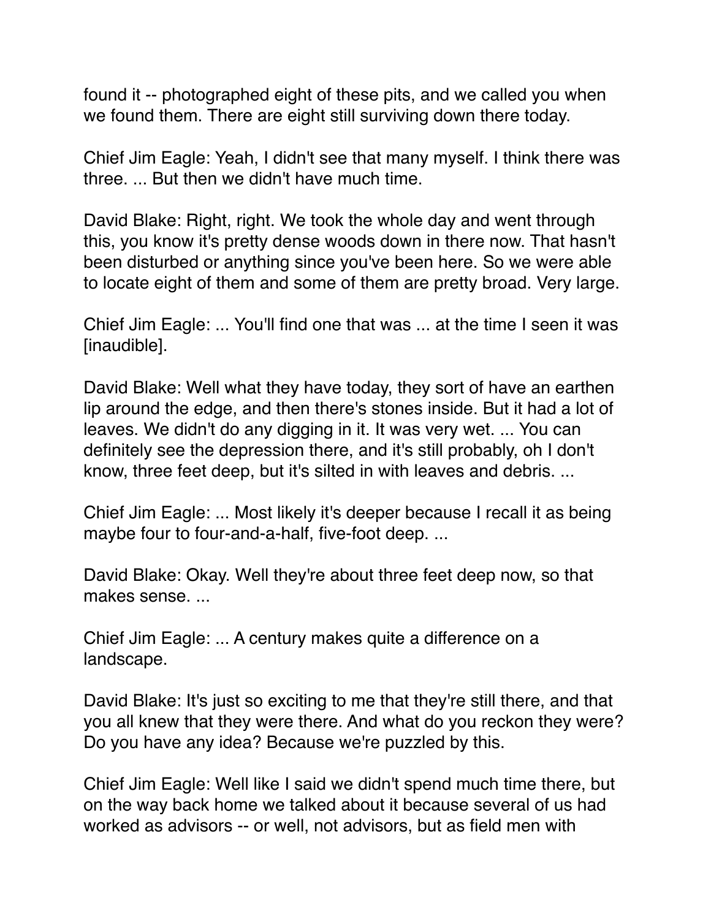found it -- photographed eight of these pits, and we called you when we found them. There are eight still surviving down there today.

Chief Jim Eagle: Yeah, I didn't see that many myself. I think there was three. ... But then we didn't have much time.

David Blake: Right, right. We took the whole day and went through this, you know it's pretty dense woods down in there now. That hasn't been disturbed or anything since you've been here. So we were able to locate eight of them and some of them are pretty broad. Very large.

Chief Jim Eagle: ... You'll find one that was ... at the time I seen it was [inaudible].

David Blake: Well what they have today, they sort of have an earthen lip around the edge, and then there's stones inside. But it had a lot of leaves. We didn't do any digging in it. It was very wet. ... You can definitely see the depression there, and it's still probably, oh I don't know, three feet deep, but it's silted in with leaves and debris. ...

Chief Jim Eagle: ... Most likely it's deeper because I recall it as being maybe four to four-and-a-half, five-foot deep. ...

David Blake: Okay. Well they're about three feet deep now, so that makes sense. ...

Chief Jim Eagle: ... A century makes quite a difference on a landscape.

David Blake: It's just so exciting to me that they're still there, and that you all knew that they were there. And what do you reckon they were? Do you have any idea? Because we're puzzled by this.

Chief Jim Eagle: Well like I said we didn't spend much time there, but on the way back home we talked about it because several of us had worked as advisors -- or well, not advisors, but as field men with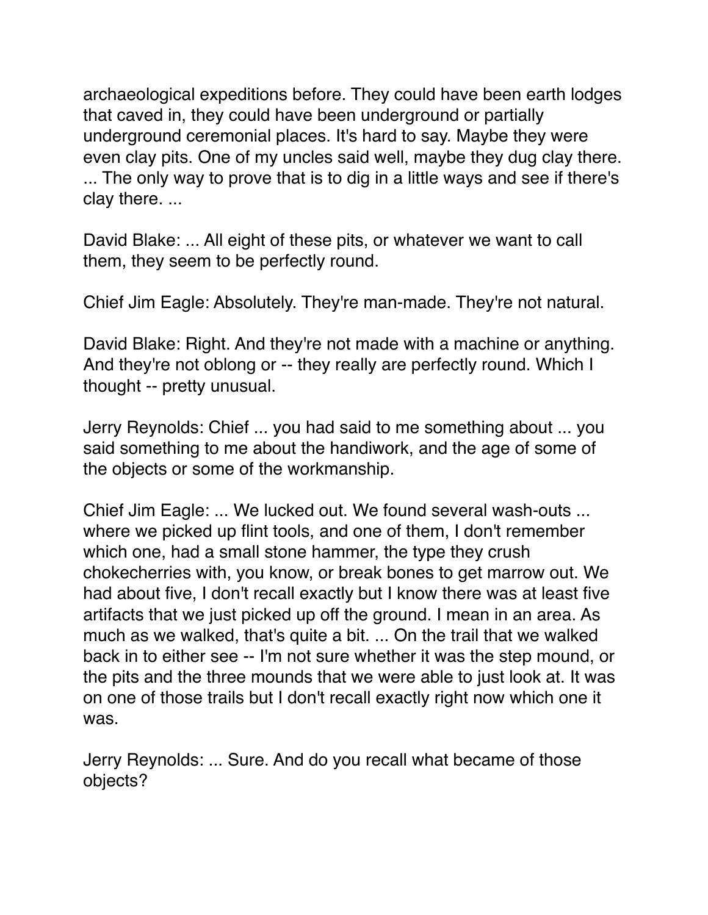archaeological expeditions before. They could have been earth lodges that caved in, they could have been underground or partially underground ceremonial places. It's hard to say. Maybe they were even clay pits. One of my uncles said well, maybe they dug clay there. ... The only way to prove that is to dig in a little ways and see if there's clay there. ...

David Blake: ... All eight of these pits, or whatever we want to call them, they seem to be perfectly round.

Chief Jim Eagle: Absolutely. They're man-made. They're not natural.

David Blake: Right. And they're not made with a machine or anything. And they're not oblong or -- they really are perfectly round. Which I thought -- pretty unusual.

Jerry Reynolds: Chief ... you had said to me something about ... you said something to me about the handiwork, and the age of some of the objects or some of the workmanship.

Chief Jim Eagle: ... We lucked out. We found several wash-outs ... where we picked up flint tools, and one of them, I don't remember which one, had a small stone hammer, the type they crush chokecherries with, you know, or break bones to get marrow out. We had about five, I don't recall exactly but I know there was at least five artifacts that we just picked up off the ground. I mean in an area. As much as we walked, that's quite a bit. ... On the trail that we walked back in to either see -- I'm not sure whether it was the step mound, or the pits and the three mounds that we were able to just look at. It was on one of those trails but I don't recall exactly right now which one it was.

Jerry Reynolds: ... Sure. And do you recall what became of those objects?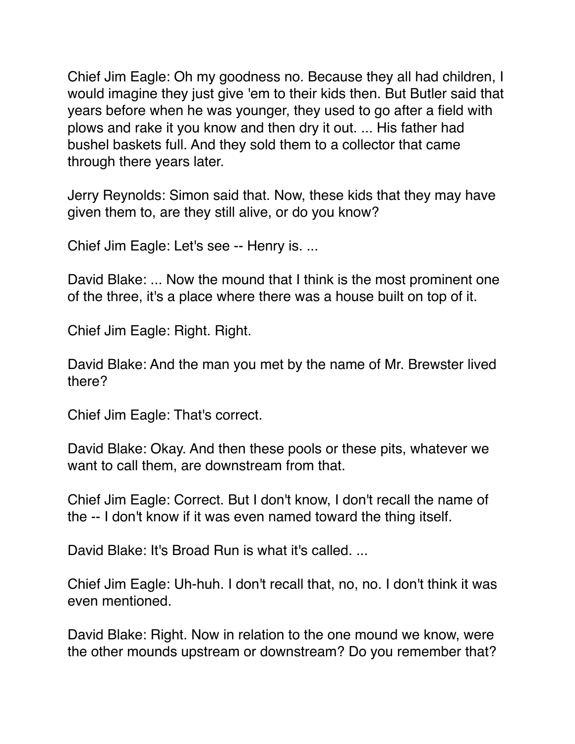Chief Jim Eagle: Oh my goodness no. Because they all had children, I would imagine they just give 'em to their kids then. But Butler said that years before when he was younger, they used to go after a field with plows and rake it you know and then dry it out. ... His father had bushel baskets full. And they sold them to a collector that came through there years later.

Jerry Reynolds: Simon said that. Now, these kids that they may have given them to, are they still alive, or do you know?

Chief Jim Eagle: Let's see -- Henry is. ...

David Blake: ... Now the mound that I think is the most prominent one of the three, it's a place where there was a house built on top of it.

Chief Jim Eagle: Right. Right.

David Blake: And the man you met by the name of Mr. Brewster lived there?

Chief Jim Eagle: That's correct.

David Blake: Okay. And then these pools or these pits, whatever we want to call them, are downstream from that.

Chief Jim Eagle: Correct. But I don't know, I don't recall the name of the -- I don't know if it was even named toward the thing itself.

David Blake: It's Broad Run is what it's called. ...

Chief Jim Eagle: Uh-huh. I don't recall that, no, no. I don't think it was even mentioned.

David Blake: Right. Now in relation to the one mound we know, were the other mounds upstream or downstream? Do you remember that?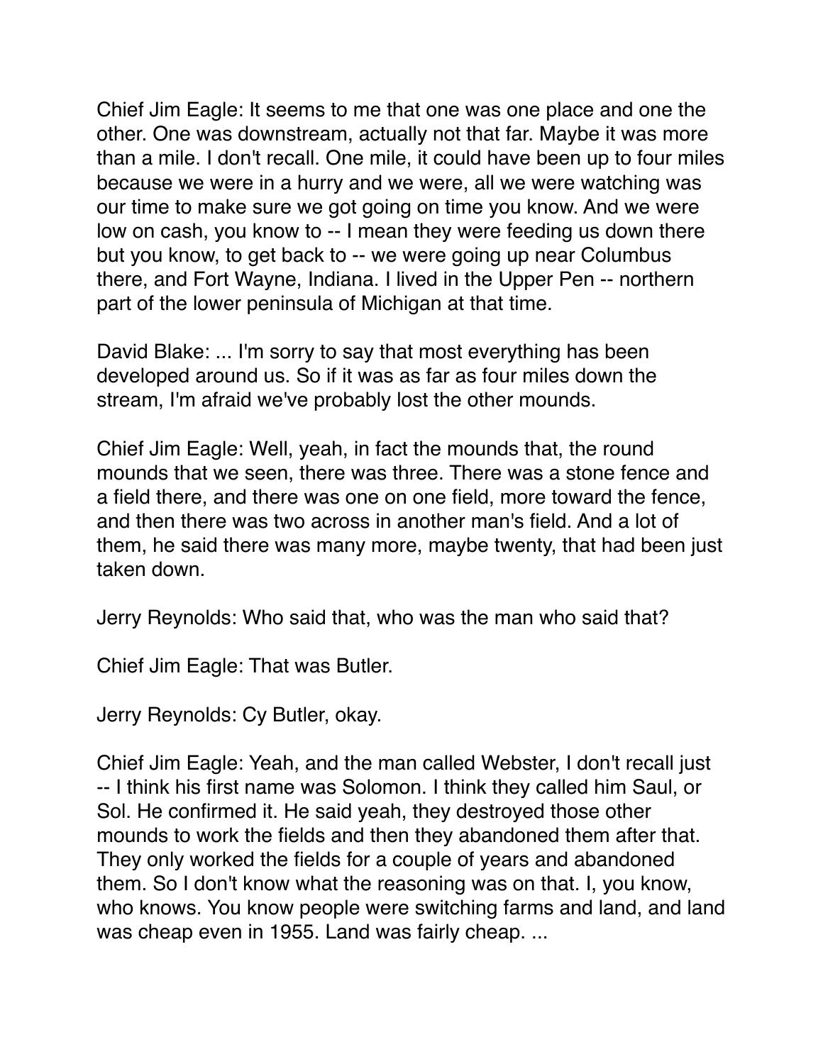Chief Jim Eagle: It seems to me that one was one place and one the other. One was downstream, actually not that far. Maybe it was more than a mile. I don't recall. One mile, it could have been up to four miles because we were in a hurry and we were, all we were watching was our time to make sure we got going on time you know. And we were low on cash, you know to -- I mean they were feeding us down there but you know, to get back to -- we were going up near Columbus there, and Fort Wayne, Indiana. I lived in the Upper Pen -- northern part of the lower peninsula of Michigan at that time.

David Blake: ... I'm sorry to say that most everything has been developed around us. So if it was as far as four miles down the stream, I'm afraid we've probably lost the other mounds.

Chief Jim Eagle: Well, yeah, in fact the mounds that, the round mounds that we seen, there was three. There was a stone fence and a field there, and there was one on one field, more toward the fence, and then there was two across in another man's field. And a lot of them, he said there was many more, maybe twenty, that had been just taken down.

Jerry Reynolds: Who said that, who was the man who said that?

Chief Jim Eagle: That was Butler.

Jerry Reynolds: Cy Butler, okay.

Chief Jim Eagle: Yeah, and the man called Webster, I don't recall just -- I think his first name was Solomon. I think they called him Saul, or Sol. He confirmed it. He said yeah, they destroyed those other mounds to work the fields and then they abandoned them after that. They only worked the fields for a couple of years and abandoned them. So I don't know what the reasoning was on that. I, you know, who knows. You know people were switching farms and land, and land was cheap even in 1955. Land was fairly cheap. ...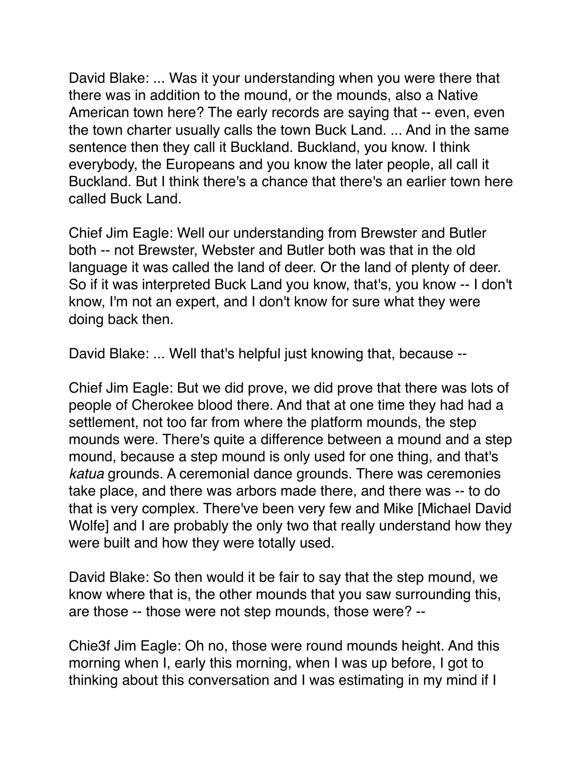David Blake: ... Was it your understanding when you were there that there was in addition to the mound, or the mounds, also a Native American town here? The early records are saying that -- even, even the town charter usually calls the town Buck Land. ... And in the same sentence then they call it Buckland. Buckland, you know. I think everybody, the Europeans and you know the later people, all call it Buckland. But I think there's a chance that there's an earlier town here called Buck Land.

Chief Jim Eagle: Well our understanding from Brewster and Butler both -- not Brewster, Webster and Butler both was that in the old language it was called the land of deer. Or the land of plenty of deer. So if it was interpreted Buck Land you know, that's, you know -- I don't know, I'm not an expert, and I don't know for sure what they were doing back then.

David Blake: ... Well that's helpful just knowing that, because --

Chief Jim Eagle: But we did prove, we did prove that there was lots of people of Cherokee blood there. And that at one time they had had a settlement, not too far from where the platform mounds, the step mounds were. There's quite a difference between a mound and a step mound, because a step mound is only used for one thing, and that's *katua* grounds. A ceremonial dance grounds. There was ceremonies take place, and there was arbors made there, and there was -- to do that is very complex. There've been very few and Mike [Michael David Wolfe] and I are probably the only two that really understand how they were built and how they were totally used.

David Blake: So then would it be fair to say that the step mound, we know where that is, the other mounds that you saw surrounding this, are those -- those were not step mounds, those were? --

Chie3f Jim Eagle: Oh no, those were round mounds height. And this morning when I, early this morning, when I was up before, I got to thinking about this conversation and I was estimating in my mind if I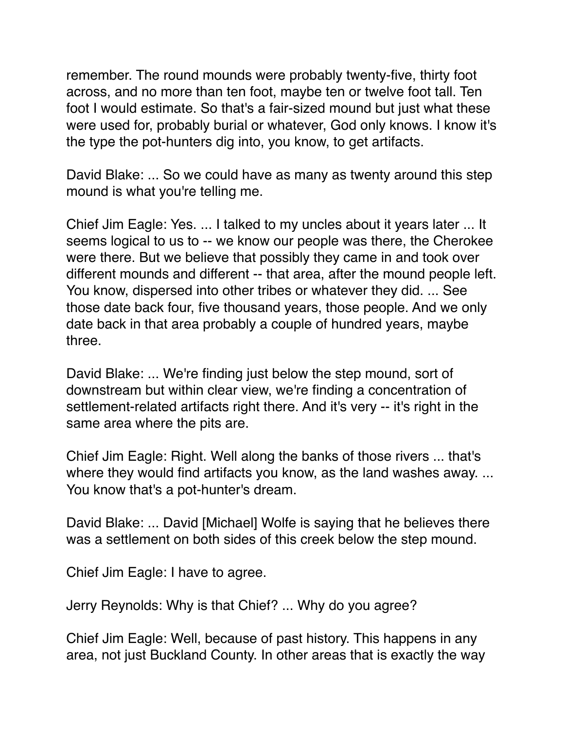remember. The round mounds were probably twenty-five, thirty foot across, and no more than ten foot, maybe ten or twelve foot tall. Ten foot I would estimate. So that's a fair-sized mound but just what these were used for, probably burial or whatever, God only knows. I know it's the type the pot-hunters dig into, you know, to get artifacts.

David Blake: ... So we could have as many as twenty around this step mound is what you're telling me.

Chief Jim Eagle: Yes. ... I talked to my uncles about it years later ... It seems logical to us to -- we know our people was there, the Cherokee were there. But we believe that possibly they came in and took over different mounds and different -- that area, after the mound people left. You know, dispersed into other tribes or whatever they did. ... See those date back four, five thousand years, those people. And we only date back in that area probably a couple of hundred years, maybe three.

David Blake: ... We're finding just below the step mound, sort of downstream but within clear view, we're finding a concentration of settlement-related artifacts right there. And it's very -- it's right in the same area where the pits are.

Chief Jim Eagle: Right. Well along the banks of those rivers ... that's where they would find artifacts you know, as the land washes away. ... You know that's a pot-hunter's dream.

David Blake: ... David [Michael] Wolfe is saying that he believes there was a settlement on both sides of this creek below the step mound.

Chief Jim Eagle: I have to agree.

Jerry Reynolds: Why is that Chief? ... Why do you agree?

Chief Jim Eagle: Well, because of past history. This happens in any area, not just Buckland County. In other areas that is exactly the way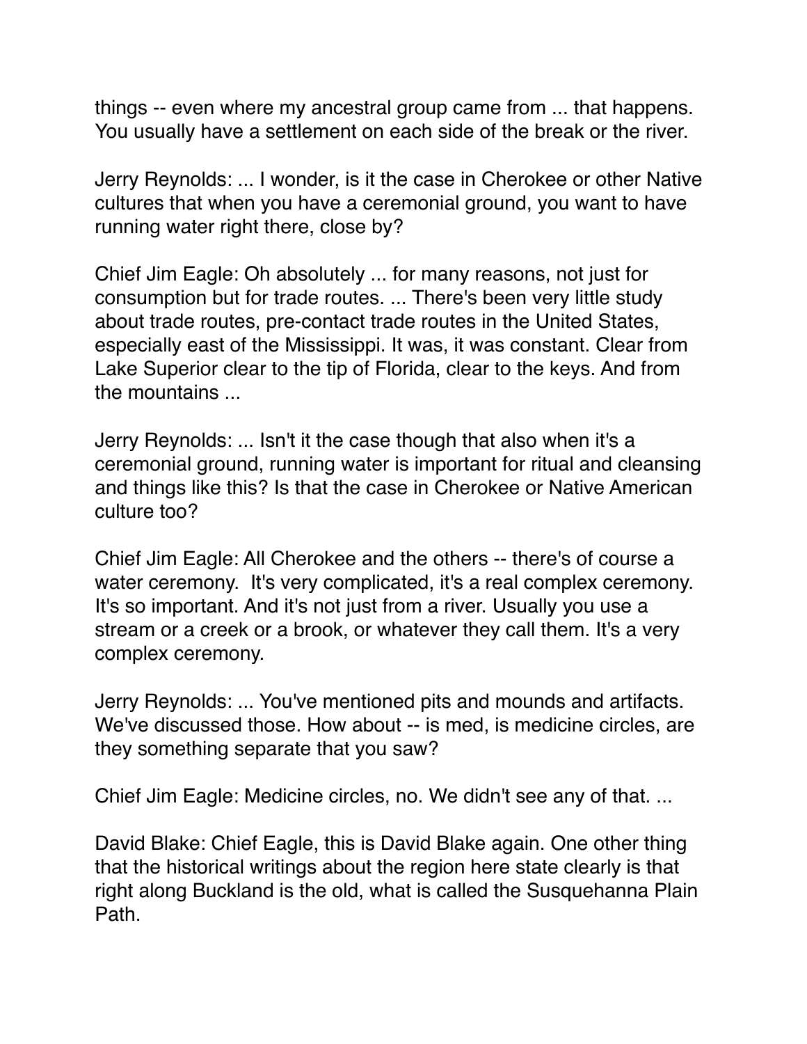things -- even where my ancestral group came from ... that happens. You usually have a settlement on each side of the break or the river.

Jerry Reynolds: ... I wonder, is it the case in Cherokee or other Native cultures that when you have a ceremonial ground, you want to have running water right there, close by?

Chief Jim Eagle: Oh absolutely ... for many reasons, not just for consumption but for trade routes. ... There's been very little study about trade routes, pre-contact trade routes in the United States, especially east of the Mississippi. It was, it was constant. Clear from Lake Superior clear to the tip of Florida, clear to the keys. And from the mountains ...

Jerry Reynolds: ... Isn't it the case though that also when it's a ceremonial ground, running water is important for ritual and cleansing and things like this? Is that the case in Cherokee or Native American culture too?

Chief Jim Eagle: All Cherokee and the others -- there's of course a water ceremony. It's very complicated, it's a real complex ceremony. It's so important. And it's not just from a river. Usually you use a stream or a creek or a brook, or whatever they call them. It's a very complex ceremony.

Jerry Reynolds: ... You've mentioned pits and mounds and artifacts. We've discussed those. How about -- is med, is medicine circles, are they something separate that you saw?

Chief Jim Eagle: Medicine circles, no. We didn't see any of that. ...

David Blake: Chief Eagle, this is David Blake again. One other thing that the historical writings about the region here state clearly is that right along Buckland is the old, what is called the Susquehanna Plain Path.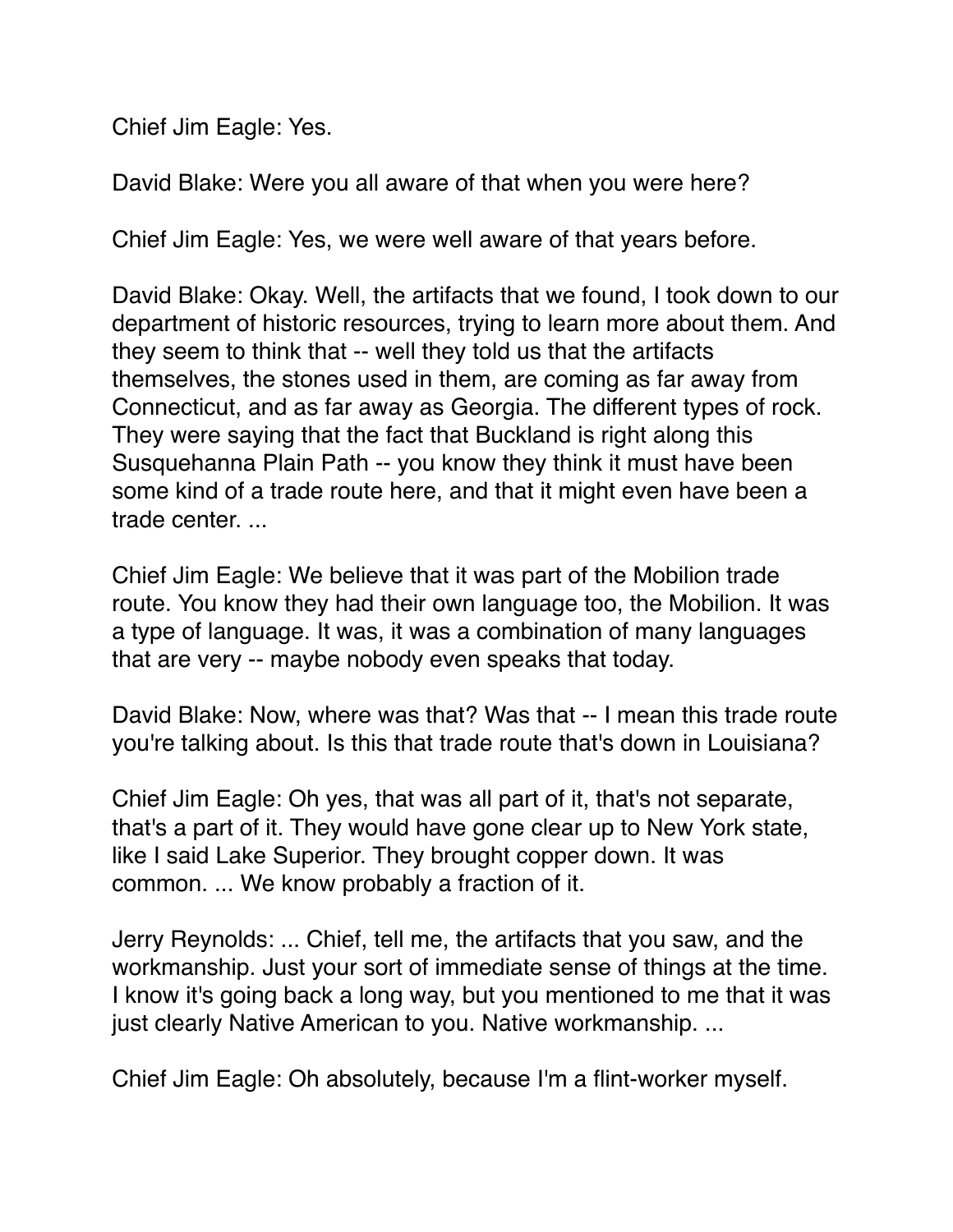Chief Jim Eagle: Yes.

David Blake: Were you all aware of that when you were here?

Chief Jim Eagle: Yes, we were well aware of that years before.

David Blake: Okay. Well, the artifacts that we found, I took down to our department of historic resources, trying to learn more about them. And they seem to think that -- well they told us that the artifacts themselves, the stones used in them, are coming as far away from Connecticut, and as far away as Georgia. The different types of rock. They were saying that the fact that Buckland is right along this Susquehanna Plain Path -- you know they think it must have been some kind of a trade route here, and that it might even have been a trade center. ...

Chief Jim Eagle: We believe that it was part of the Mobilion trade route. You know they had their own language too, the Mobilion. It was a type of language. It was, it was a combination of many languages that are very -- maybe nobody even speaks that today.

David Blake: Now, where was that? Was that -- I mean this trade route you're talking about. Is this that trade route that's down in Louisiana?

Chief Jim Eagle: Oh yes, that was all part of it, that's not separate, that's a part of it. They would have gone clear up to New York state, like I said Lake Superior. They brought copper down. It was common. ... We know probably a fraction of it.

Jerry Reynolds: ... Chief, tell me, the artifacts that you saw, and the workmanship. Just your sort of immediate sense of things at the time. I know it's going back a long way, but you mentioned to me that it was just clearly Native American to you. Native workmanship. ...

Chief Jim Eagle: Oh absolutely, because I'm a flint-worker myself.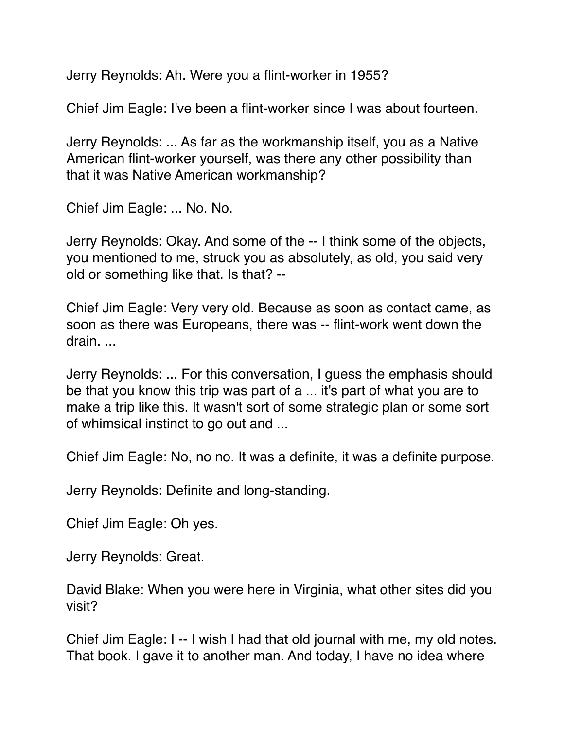Jerry Reynolds: Ah. Were you a flint-worker in 1955?

Chief Jim Eagle: I've been a flint-worker since I was about fourteen.

Jerry Reynolds: ... As far as the workmanship itself, you as a Native American flint-worker yourself, was there any other possibility than that it was Native American workmanship?

Chief Jim Eagle: ... No. No.

Jerry Reynolds: Okay. And some of the -- I think some of the objects, you mentioned to me, struck you as absolutely, as old, you said very old or something like that. Is that? --

Chief Jim Eagle: Very very old. Because as soon as contact came, as soon as there was Europeans, there was -- flint-work went down the drain. ...

Jerry Reynolds: ... For this conversation, I guess the emphasis should be that you know this trip was part of a ... it's part of what you are to make a trip like this. It wasn't sort of some strategic plan or some sort of whimsical instinct to go out and ...

Chief Jim Eagle: No, no no. It was a definite, it was a definite purpose.

Jerry Reynolds: Definite and long-standing.

Chief Jim Eagle: Oh yes.

Jerry Reynolds: Great.

David Blake: When you were here in Virginia, what other sites did you visit?

Chief Jim Eagle: I -- I wish I had that old journal with me, my old notes. That book. I gave it to another man. And today, I have no idea where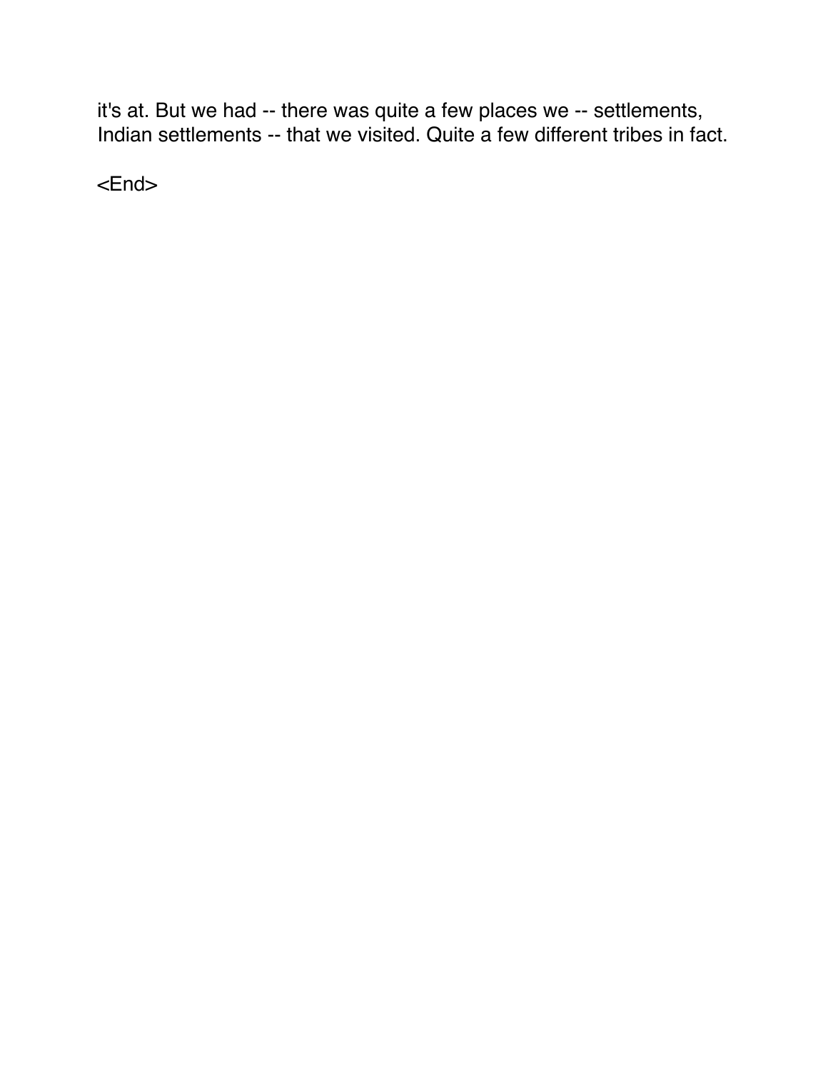it's at. But we had -- there was quite a few places we -- settlements, Indian settlements -- that we visited. Quite a few different tribes in fact.

<End>